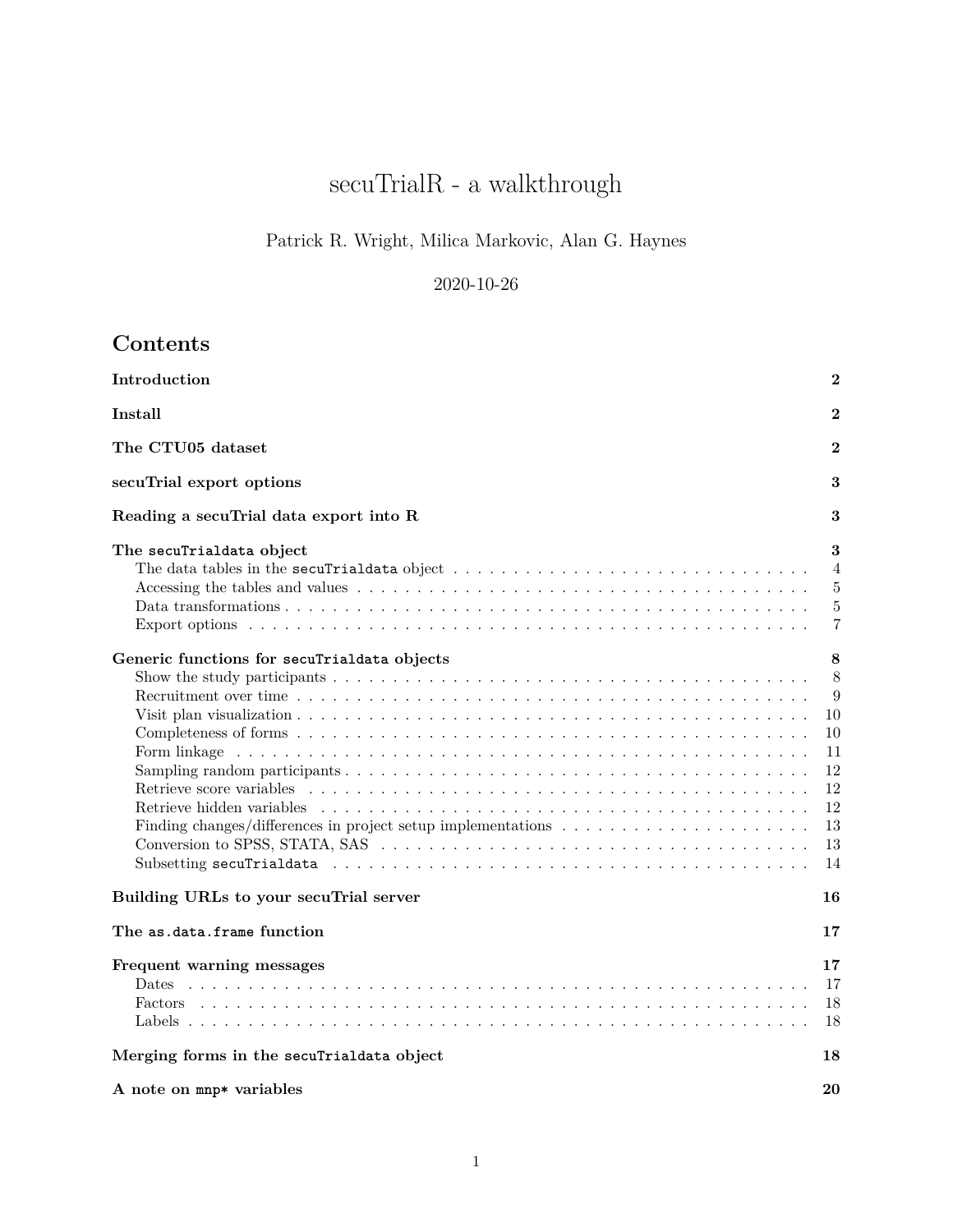# secuTrialR - a walkthrough

Patrick R. Wright, Milica Markovic, Alan G. Haynes

2020-10-26

## Contents

| | |
|---|---|
| **Introduction** | **2** |
| **Install** | **2** |
| **The CTU05 dataset** | **2** |
| **secuTrial export options** | **3** |
| **Reading a secuTrial data export into R** | **3** |
| **The `secuTrialdata` object** | **3** |
| The data tables in the `secuTrialdata` object | 4 |
| Accessing the tables and values | 5 |
| Data transformations | 5 |
| Export options | 7 |
| **Generic functions for `secuTrialdata` objects** | **8** |
| Show the study participants | 8 |
| Recruitment over time | 9 |
| Visit plan visualization | 10 |
| Completeness of forms | 10 |
| Form linkage | 11 |
| Sampling random participants | 12 |
| Retrieve score variables | 12 |
| Retrieve hidden variables | 12 |
| Finding changes/differences in project setup implementations | 13 |
| Conversion to SPSS, STATA, SAS | 13 |
| Subsetting `secuTrialdata` | 14 |
| **Building URLs to your secuTrial server** | **16** |
| **The `as.data.frame` function** | **17** |
| **Frequent warning messages** | **17** |
| Dates | 17 |
| Factors | 18 |
| Labels | 18 |
| **Merging forms in the `secuTrialdata` object** | **18** |
| **A note on `mnp*` variables** | **20** |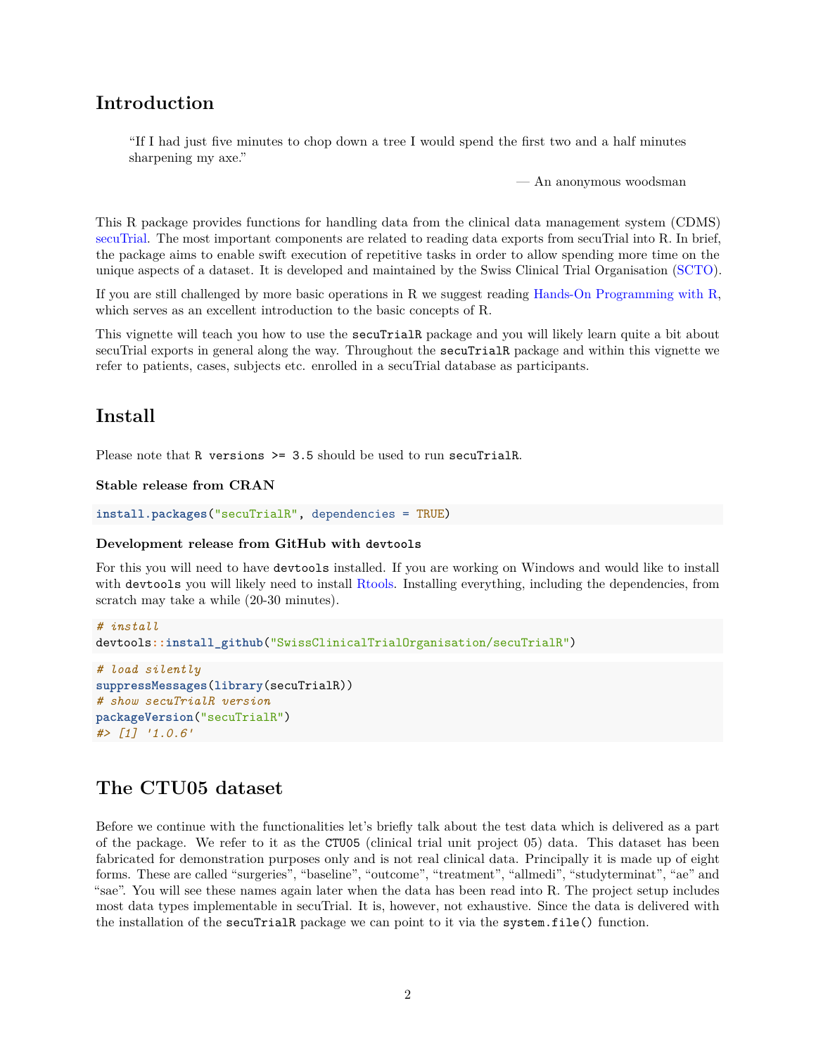## Introduction

> "If I had just five minutes to chop down a tree I would spend the first two and a half minutes sharpening my axe."
>
> — An anonymous woodsman

This R package provides functions for handling data from the clinical data management system (CDMS) secuTrial. The most important components are related to reading data exports from secuTrial into R. In brief, the package aims to enable swift execution of repetitive tasks in order to allow spending more time on the unique aspects of a dataset. It is developed and maintained by the Swiss Clinical Trial Organisation (SCTO).

If you are still challenged by more basic operations in R we suggest reading Hands-On Programming with R, which serves as an excellent introduction to the basic concepts of R.

This vignette will teach you how to use the `secuTrialR` package and you will likely learn quite a bit about secuTrial exports in general along the way. Throughout the `secuTrialR` package and within this vignette we refer to patients, cases, subjects etc. enrolled in a secuTrial database as participants.

## Install

Please note that `R versions >= 3.5` should be used to run `secuTrialR`.

#### Stable release from CRAN

```
install.packages("secuTrialR", dependencies = TRUE)
```

#### Development release from GitHub with `devtools`

For this you will need to have `devtools` installed. If you are working on Windows and would like to install with `devtools` you will likely need to install Rtools. Installing everything, including the dependencies, from scratch may take a while (20-30 minutes).

```
# install
devtools::install_github("SwissClinicalTrialOrganisation/secuTrialR")
```

```
# load silently
suppressMessages(library(secuTrialR))
# show secuTrialR version
packageVersion("secuTrialR")
#> [1] '1.0.6'
```

## The CTU05 dataset

Before we continue with the functionalities let's briefly talk about the test data which is delivered as a part of the package. We refer to it as the `CTU05` (clinical trial unit project 05) data. This dataset has been fabricated for demonstration purposes only and is not real clinical data. Principally it is made up of eight forms. These are called "surgeries", "baseline", "outcome", "treatment", "allmedi", "studyterminat", "ae" and "sae". You will see these names again later when the data has been read into R. The project setup includes most data types implementable in secuTrial. It is, however, not exhaustive. Since the data is delivered with the installation of the `secuTrialR` package we can point to it via the `system.file()` function.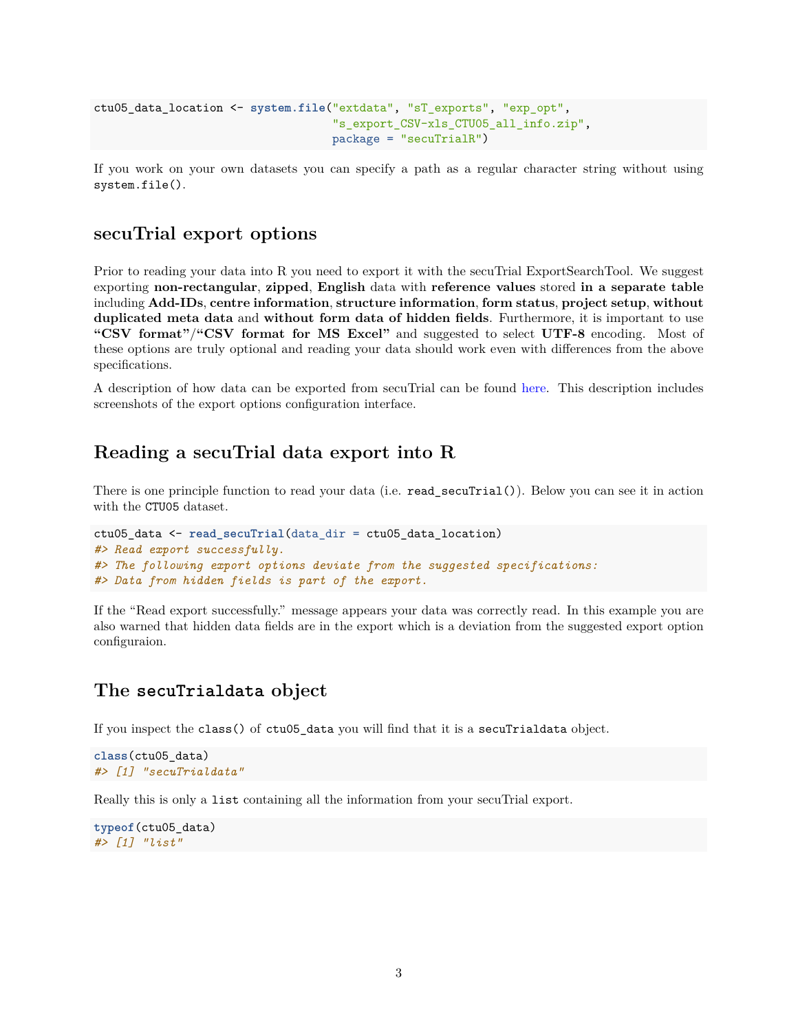```
ctu05_data_location <- system.file("extdata", "sT_exports", "exp_opt",
                                   "s_export_CSV-xls_CTU05_all_info.zip",
                                   package = "secuTrialR")
```

If you work on your own datasets you can specify a path as a regular character string without using `system.file()`.

## secuTrial export options

Prior to reading your data into R you need to export it with the secuTrial ExportSearchTool. We suggest exporting **non-rectangular**, **zipped**, **English** data with **reference values** stored **in a separate table** including **Add-IDs**, **centre information**, **structure information**, **form status**, **project setup**, **without duplicated meta data** and **without form data of hidden fields**. Furthermore, it is important to use **"CSV format"/"CSV format for MS Excel"** and suggested to select **UTF-8** encoding. Most of these options are truly optional and reading your data should work even with differences from the above specifications.

A description of how data can be exported from secuTrial can be found here. This description includes screenshots of the export options configuration interface.

## Reading a secuTrial data export into R

There is one principle function to read your data (i.e. `read_secuTrial()`). Below you can see it in action with the `CTU05` dataset.

```
ctu05_data <- read_secuTrial(data_dir = ctu05_data_location)
#> Read export successfully.
#> The following export options deviate from the suggested specifications:
#> Data from hidden fields is part of the export.
```

If the "Read export successfully." message appears your data was correctly read. In this example you are also warned that hidden data fields are in the export which is a deviation from the suggested export option configuraion.

## The `secuTrialdata` object

If you inspect the `class()` of `ctu05_data` you will find that it is a `secuTrialdata` object.

```
class(ctu05_data)
#> [1] "secuTrialdata"
```

Really this is only a `list` containing all the information from your secuTrial export.

```
typeof(ctu05_data)
#> [1] "list"
```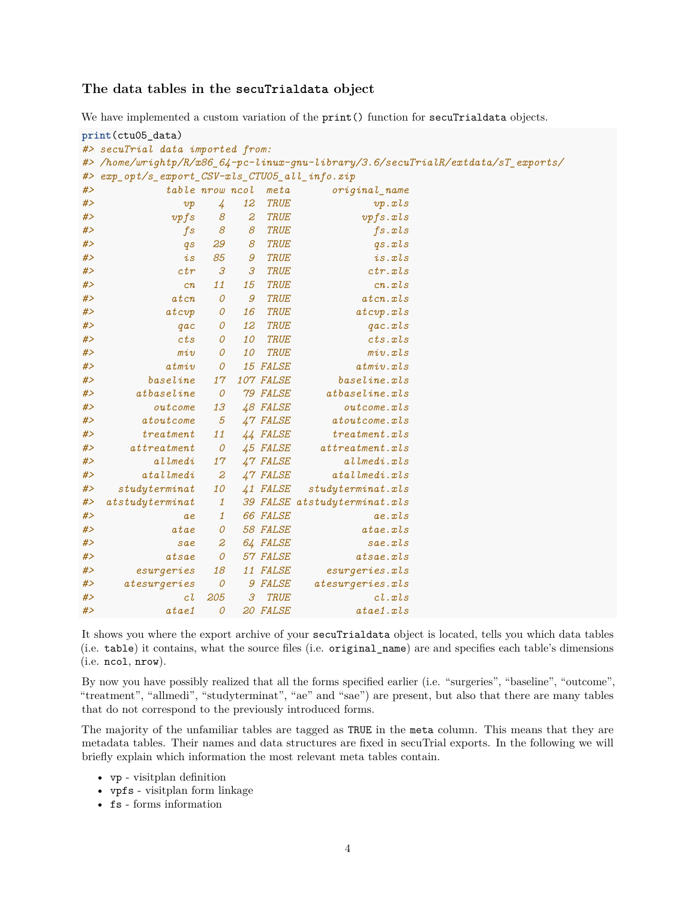### The data tables in the secuTrialdata object

We have implemented a custom variation of the `print()` function for `secuTrialdata` objects.

```
print(ctu05_data)
#> secuTrial data imported from:
#> /home/wrightp/R/x86_64-pc-linux-gnu-library/3.6/secuTrialR/extdata/sT_exports/
#> exp_opt/s_export_CSV-xls_CTU05_all_info.zip
#>             table nrow ncol  meta       original_name
#>                vp    4   12  TRUE              vp.xls
#>              vpfs    8    2  TRUE            vpfs.xls
#>                fs    8    8  TRUE              fs.xls
#>                qs   29    8  TRUE              qs.xls
#>                is   85    9  TRUE              is.xls
#>               ctr    3    3  TRUE             ctr.xls
#>                cn   11   15  TRUE              cn.xls
#>              atcn    0    9  TRUE            atcn.xls
#>             atcvp    0   16  TRUE           atcvp.xls
#>               qac    0   12  TRUE             qac.xls
#>               cts    0   10  TRUE             cts.xls
#>               miv    0   10  TRUE             miv.xls
#>             atmiv    0   15 FALSE           atmiv.xls
#>          baseline   17  107 FALSE        baseline.xls
#>        atbaseline    0   79 FALSE      atbaseline.xls
#>           outcome   13   48 FALSE         outcome.xls
#>         atoutcome    5   47 FALSE       atoutcome.xls
#>         treatment   11   44 FALSE       treatment.xls
#>       attreatment    0   45 FALSE     attreatment.xls
#>           allmedi   17   47 FALSE         allmedi.xls
#>         atallmedi    2   47 FALSE       atallmedi.xls
#>     studyterminat   10   41 FALSE   studyterminat.xls
#>   atstudyterminat    1   39 FALSE atstudyterminat.xls
#>                ae    1   66 FALSE              ae.xls
#>              atae    0   58 FALSE            atae.xls
#>               sae    2   64 FALSE             sae.xls
#>             atsae    0   57 FALSE           atsae.xls
#>        esurgeries   18   11 FALSE      esurgeries.xls
#>      atesurgeries    0    9 FALSE    atesurgeries.xls
#>                cl  205    3  TRUE              cl.xls
#>             atae1    0   20 FALSE           atae1.xls
```

It shows you where the export archive of your `secuTrialdata` object is located, tells you which data tables (i.e. `table`) it contains, what the source files (i.e. `original_name`) are and specifies each table's dimensions (i.e. `ncol`, `nrow`).

By now you have possibly realized that all the forms specified earlier (i.e. "surgeries", "baseline", "outcome", "treatment", "allmedi", "studyterminat", "ae" and "sae") are present, but also that there are many tables that do not correspond to the previously introduced forms.

The majority of the unfamiliar tables are tagged as `TRUE` in the `meta` column. This means that they are metadata tables. Their names and data structures are fixed in secuTrial exports. In the following we will briefly explain which information the most relevant meta tables contain.

- `vp` - visitplan definition
- `vpfs` - visitplan form linkage
- `fs` - forms information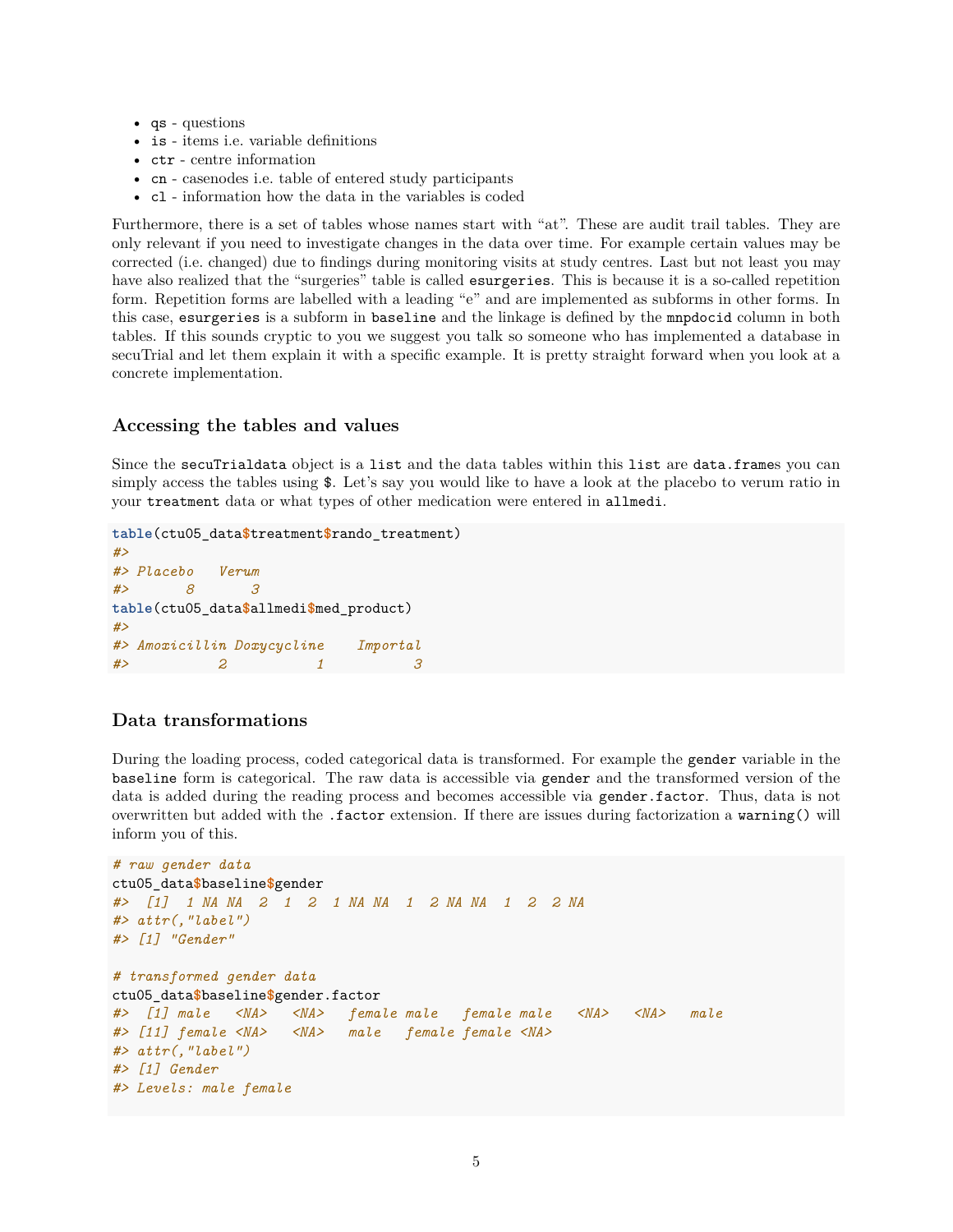- `qs` - questions
- `is` - items i.e. variable definitions
- `ctr` - centre information
- `cn` - casenodes i.e. table of entered study participants
- `cl` - information how the data in the variables is coded

Furthermore, there is a set of tables whose names start with "at". These are audit trail tables. They are only relevant if you need to investigate changes in the data over time. For example certain values may be corrected (i.e. changed) due to findings during monitoring visits at study centres. Last but not least you may have also realized that the "surgeries" table is called `esurgeries`. This is because it is a so-called repetition form. Repetition forms are labelled with a leading "e" and are implemented as subforms in other forms. In this case, `esurgeries` is a subform in `baseline` and the linkage is defined by the `mnpdocid` column in both tables. If this sounds cryptic to you we suggest you talk so someone who has implemented a database in secuTrial and let them explain it with a specific example. It is pretty straight forward when you look at a concrete implementation.

### Accessing the tables and values

Since the `secuTrialdata` object is a `list` and the data tables within this `list` are `data.frame`s you can simply access the tables using `$`. Let's say you would like to have a look at the placebo to verum ratio in your `treatment` data or what types of other medication were entered in `allmedi`.

```
table(ctu05_data$treatment$rando_treatment)
#> 
#> Placebo   Verum 
#>       8       3
table(ctu05_data$allmedi$med_product)
#> 
#> Amoxicillin Doxycycline    Importal 
#>           2           1           3
```

### Data transformations

During the loading process, coded categorical data is transformed. For example the `gender` variable in the `baseline` form is categorical. The raw data is accessible via `gender` and the transformed version of the data is added during the reading process and becomes accessible via `gender.factor`. Thus, data is not overwritten but added with the `.factor` extension. If there are issues during factorization a `warning()` will inform you of this.

```
# raw gender data
ctu05_data$baseline$gender
#>  [1]  1 NA NA  2  1  2  1 NA NA  1  2 NA NA  1  2  2 NA
#> attr(,"label")
#> [1] "Gender"

# transformed gender data
ctu05_data$baseline$gender.factor
#>  [1] male   <NA>   <NA>   female male   female male   <NA>   <NA>   male  
#> [11] female <NA>   <NA>   male   female female <NA>  
#> attr(,"label")
#> [1] Gender
#> Levels: male female
```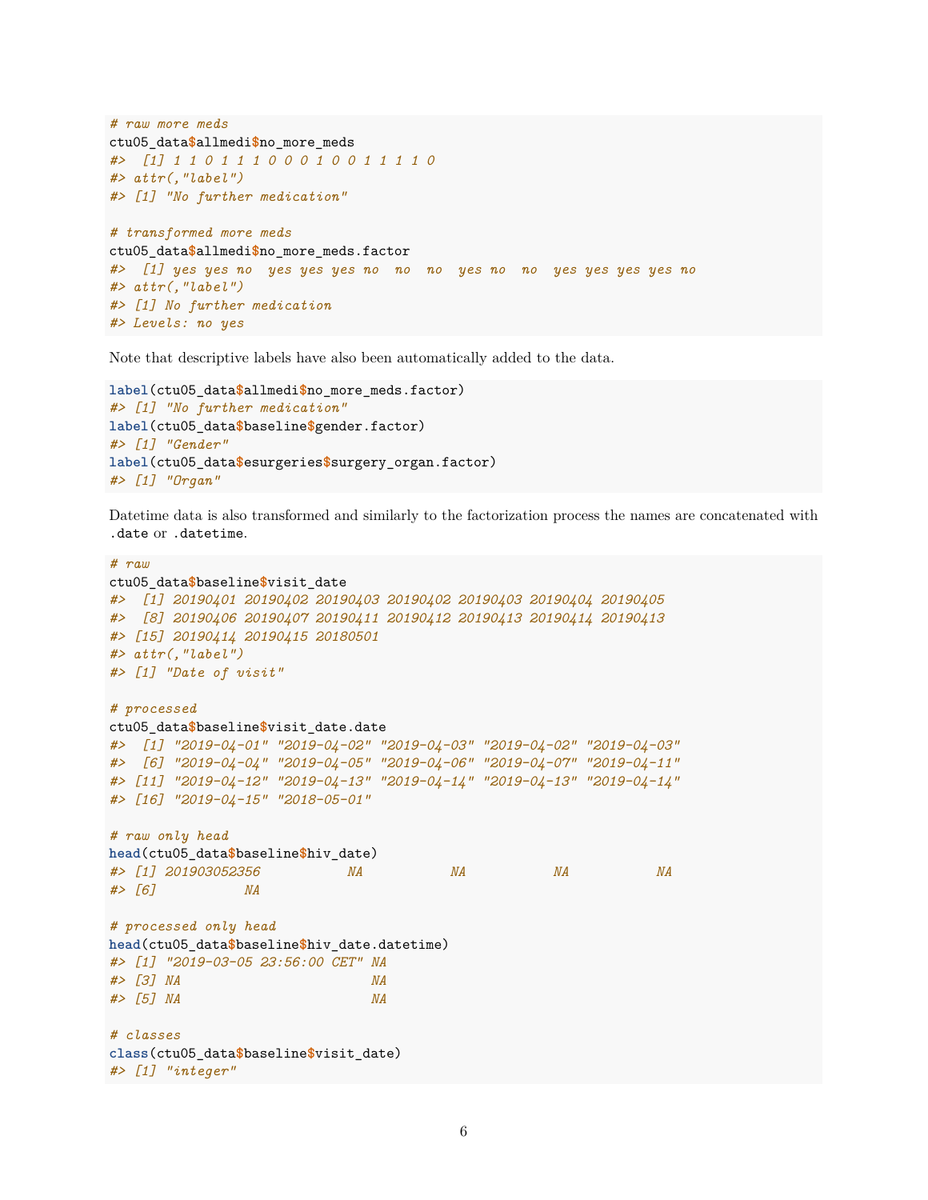```r
# raw more meds
ctu05_data$allmedi$no_more_meds
#>  [1] 1 1 0 1 1 1 0 0 0 1 0 0 1 1 1 1 0
#> attr(,"label")
#> [1] "No further medication"

# transformed more meds
ctu05_data$allmedi$no_more_meds.factor
#>  [1] yes yes no  yes yes yes no  no  no  yes no  no  yes yes yes yes no
#> attr(,"label")
#> [1] No further medication
#> Levels: no yes
```

Note that descriptive labels have also been automatically added to the data.

```r
label(ctu05_data$allmedi$no_more_meds.factor)
#> [1] "No further medication"
label(ctu05_data$baseline$gender.factor)
#> [1] "Gender"
label(ctu05_data$esurgeries$surgery_organ.factor)
#> [1] "Organ"
```

Datetime data is also transformed and similarly to the factorization process the names are concatenated with `.date` or `.datetime`.

```r
# raw
ctu05_data$baseline$visit_date
#>  [1] 20190401 20190402 20190403 20190402 20190403 20190404 20190405
#>  [8] 20190406 20190407 20190411 20190412 20190413 20190414 20190413
#> [15] 20190414 20190415 20180501
#> attr(,"label")
#> [1] "Date of visit"

# processed
ctu05_data$baseline$visit_date.date
#>  [1] "2019-04-01" "2019-04-02" "2019-04-03" "2019-04-02" "2019-04-03"
#>  [6] "2019-04-04" "2019-04-05" "2019-04-06" "2019-04-07" "2019-04-11"
#> [11] "2019-04-12" "2019-04-13" "2019-04-14" "2019-04-13" "2019-04-14"
#> [16] "2019-04-15" "2018-05-01"

# raw only head
head(ctu05_data$baseline$hiv_date)
#> [1] 201903052356           NA           NA           NA           NA
#> [6]           NA

# processed only head
head(ctu05_data$baseline$hiv_date.datetime)
#> [1] "2019-03-05 23:56:00 CET" NA
#> [3] NA                        NA
#> [5] NA                        NA

# classes
class(ctu05_data$baseline$visit_date)
#> [1] "integer"
```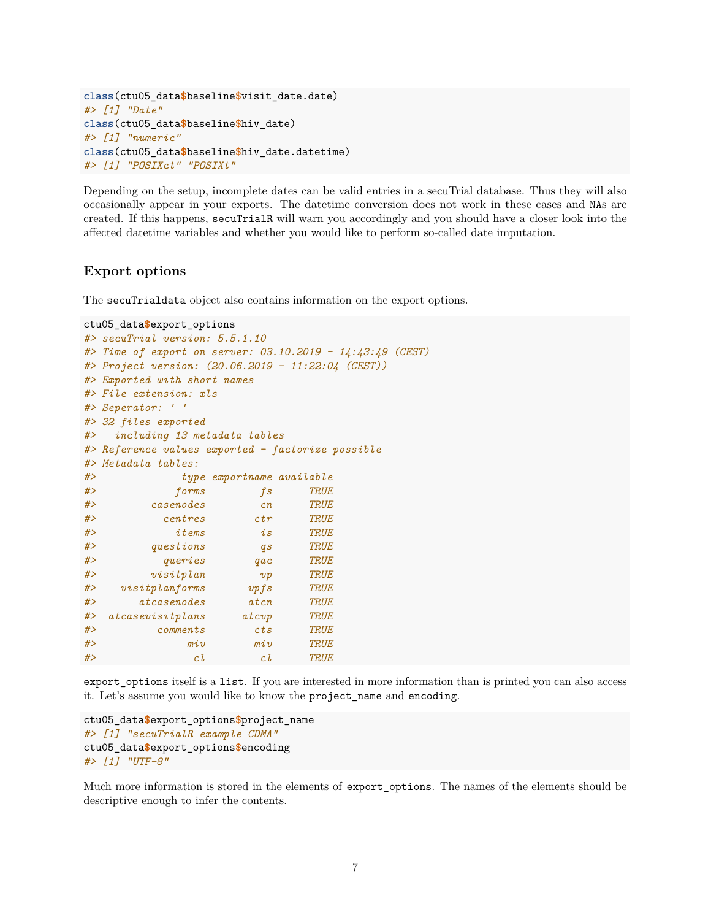```
class(ctu05_data$baseline$visit_date.date)
#> [1] "Date"
class(ctu05_data$baseline$hiv_date)
#> [1] "numeric"
class(ctu05_data$baseline$hiv_date.datetime)
#> [1] "POSIXct" "POSIXt"
```

Depending on the setup, incomplete dates can be valid entries in a secuTrial database. Thus they will also occasionally appear in your exports. The datetime conversion does not work in these cases and `NA`s are created. If this happens, `secuTrialR` will warn you accordingly and you should have a closer look into the affected datetime variables and whether you would like to perform so-called date imputation.

### Export options

The `secuTrialdata` object also contains information on the export options.

```
ctu05_data$export_options
#> secuTrial version: 5.5.1.10
#> Time of export on server: 03.10.2019 - 14:43:49 (CEST)
#> Project version: (20.06.2019 - 11:22:04 (CEST))
#> Exported with short names
#> File extension: xls
#> Seperator: ' '
#> 32 files exported
#>   including 13 metadata tables
#> Reference values exported - factorize possible
#> Metadata tables:
#>              type exportname available
#>             forms         fs      TRUE
#>         casenodes         cn      TRUE
#>           centres        ctr      TRUE
#>             items         is      TRUE
#>         questions         qs      TRUE
#>           queries        qac      TRUE
#>         visitplan         vp      TRUE
#>    visitplanforms       vpfs      TRUE
#>       atcasenodes       atcn      TRUE
#>  atcasevisitplans      atcvp      TRUE
#>          comments        cts      TRUE
#>               miv        miv      TRUE
#>                cl         cl      TRUE
```

`export_options` itself is a `list`. If you are interested in more information than is printed you can also access it. Let's assume you would like to know the `project_name` and `encoding`.

```
ctu05_data$export_options$project_name
#> [1] "secuTrialR example CDMA"
ctu05_data$export_options$encoding
#> [1] "UTF-8"
```

Much more information is stored in the elements of `export_options`. The names of the elements should be descriptive enough to infer the contents.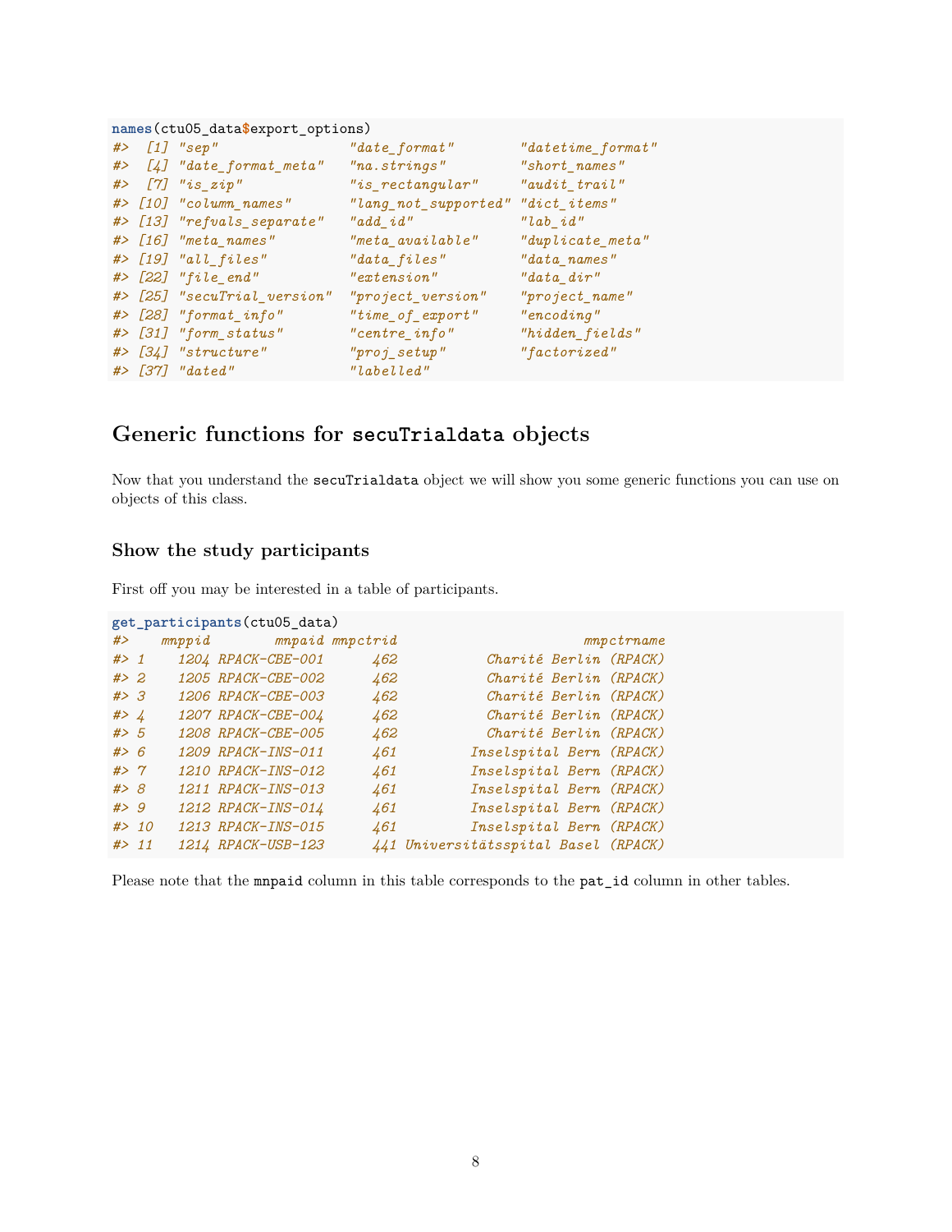```r
names(ctu05_data$export_options)
#>  [1] "sep"                "date_format"        "datetime_format"
#>  [4] "date_format_meta"   "na.strings"         "short_names"
#>  [7] "is_zip"             "is_rectangular"     "audit_trail"
#> [10] "column_names"       "lang_not_supported" "dict_items"
#> [13] "refvals_separate"   "add_id"             "lab_id"
#> [16] "meta_names"         "meta_available"     "duplicate_meta"
#> [19] "all_files"          "data_files"         "data_names"
#> [22] "file_end"           "extension"          "data_dir"
#> [25] "secuTrial_version"  "project_version"    "project_name"
#> [28] "format_info"        "time_of_export"     "encoding"
#> [31] "form_status"        "centre_info"        "hidden_fields"
#> [34] "structure"          "proj_setup"         "factorized"
#> [37] "dated"              "labelled"
```

## Generic functions for `secuTrialdata` objects

Now that you understand the `secuTrialdata` object we will show you some generic functions you can use on objects of this class.

### Show the study participants

First off you may be interested in a table of participants.

```r
get_participants(ctu05_data)
#>    mnppid        mnpaid mnpctrid                      mnpctrname
#> 1    1204 RPACK-CBE-001      462           Charité Berlin (RPACK)
#> 2    1205 RPACK-CBE-002      462           Charité Berlin (RPACK)
#> 3    1206 RPACK-CBE-003      462           Charité Berlin (RPACK)
#> 4    1207 RPACK-CBE-004      462           Charité Berlin (RPACK)
#> 5    1208 RPACK-CBE-005      462           Charité Berlin (RPACK)
#> 6    1209 RPACK-INS-011      461         Inselspital Bern (RPACK)
#> 7    1210 RPACK-INS-012      461         Inselspital Bern (RPACK)
#> 8    1211 RPACK-INS-013      461         Inselspital Bern (RPACK)
#> 9    1212 RPACK-INS-014      461         Inselspital Bern (RPACK)
#> 10   1213 RPACK-INS-015      461         Inselspital Bern (RPACK)
#> 11   1214 RPACK-USB-123      441 Universitätsspital Basel (RPACK)
```

Please note that the `mnpaid` column in this table corresponds to the `pat_id` column in other tables.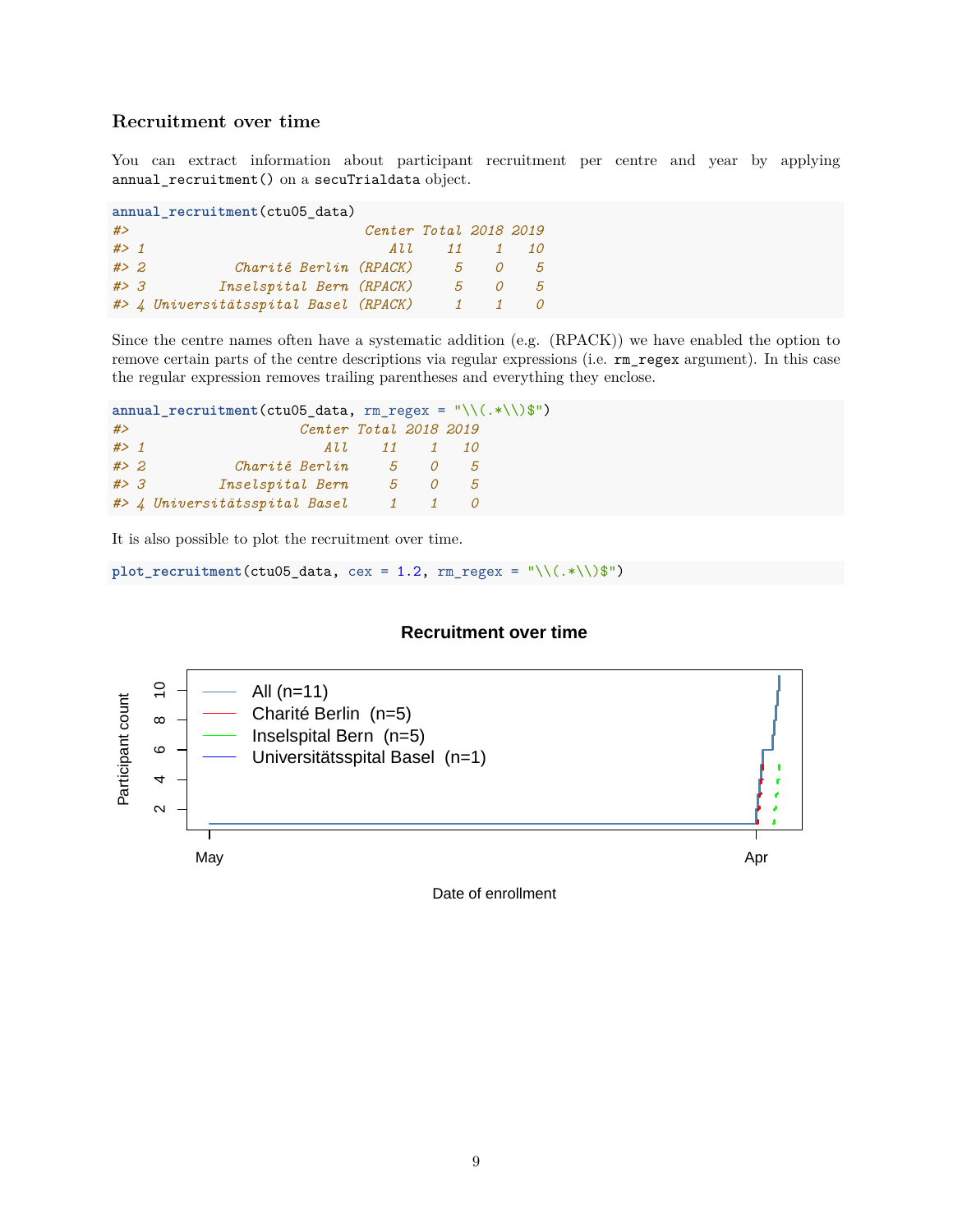### Recruitment over time

You can extract information about participant recruitment per centre and year by applying `annual_recruitment()` on a `secuTrialdata` object.

```
annual_recruitment(ctu05_data)
#>                               Center Total 2018 2019
#> 1                                All    11    1   10
#> 2           Charité Berlin (RPACK)     5    0    5
#> 3         Inselspital Bern (RPACK)     5    0    5
#> 4 Universitätsspital Basel (RPACK)     1    1    0
```

Since the centre names often have a systematic addition (e.g. (RPACK)) we have enabled the option to remove certain parts of the centre descriptions via regular expressions (i.e. `rm_regex` argument). In this case the regular expression removes trailing parentheses and everything they enclose.

```
annual_recruitment(ctu05_data, rm_regex = "\\(.*\\)$")
#>                       Center Total 2018 2019
#> 1                        All    11    1   10
#> 2           Charité Berlin     5    0    5
#> 3         Inselspital Bern     5    0    5
#> 4 Universitätsspital Basel     1    1    0
```

It is also possible to plot the recruitment over time.

```
plot_recruitment(ctu05_data, cex = 1.2, rm_regex = "\\(.*\\)$")
```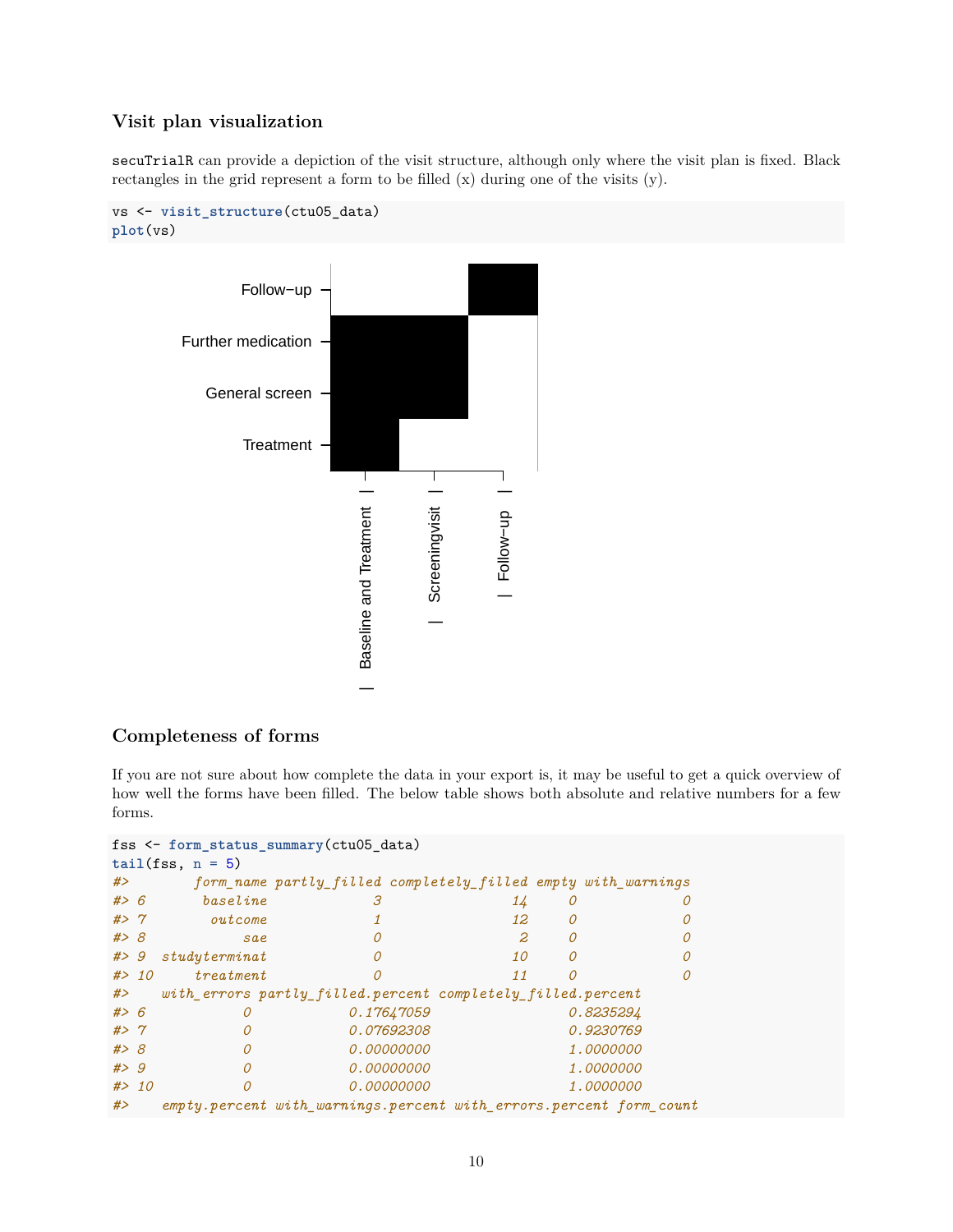### Visit plan visualization

secuTrialR can provide a depiction of the visit structure, although only where the visit plan is fixed. Black rectangles in the grid represent a form to be filled (x) during one of the visits (y).

```
vs <- visit_structure(ctu05_data)
plot(vs)
```

### Completeness of forms

If you are not sure about how complete the data in your export is, it may be useful to get a quick overview of how well the forms have been filled. The below table shows both absolute and relative numbers for a few forms.

```
fss <- form_status_summary(ctu05_data)
tail(fss, n = 5)
#>        form_name partly_filled completely_filled empty with_warnings
#> 6       baseline             3                14     0             0
#> 7        outcome             1                12     0             0
#> 8            sae             0                 2     0             0
#> 9  studyterminat             0                10     0             0
#> 10     treatment             0                11     0             0
#>    with_errors partly_filled.percent completely_filled.percent
#> 6            0            0.17647059                 0.8235294
#> 7            0            0.07692308                 0.9230769
#> 8            0            0.00000000                 1.0000000
#> 9            0            0.00000000                 1.0000000
#> 10           0            0.00000000                 1.0000000
#>    empty.percent with_warnings.percent with_errors.percent form_count
```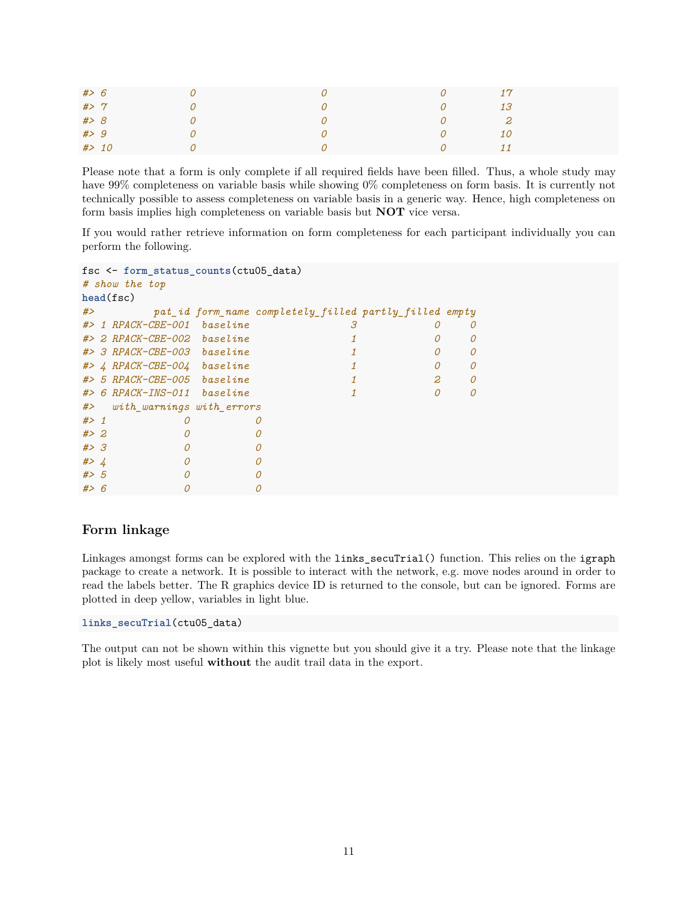```
#> 6              0                          0                        0           17
#> 7              0                          0                        0           13
#> 8              0                          0                        0            2
#> 9              0                          0                        0           10
#> 10             0                          0                        0           11
```

Please note that a form is only complete if all required fields have been filled. Thus, a whole study may have 99% completeness on variable basis while showing 0% completeness on form basis. It is currently not technically possible to assess completeness on variable basis in a generic way. Hence, high completeness on form basis implies high completeness on variable basis but **NOT** vice versa.

If you would rather retrieve information on form completeness for each participant individually you can perform the following.

```
fsc <- form_status_counts(ctu05_data)
# show the top
head(fsc)
#>          pat_id form_name completely_filled partly_filled empty
#> 1 RPACK-CBE-001  baseline                 3             0     0
#> 2 RPACK-CBE-002  baseline                 1             0     0
#> 3 RPACK-CBE-003  baseline                 1             0     0
#> 4 RPACK-CBE-004  baseline                 1             0     0
#> 5 RPACK-CBE-005  baseline                 1             2     0
#> 6 RPACK-INS-011  baseline                 1             0     0
#>   with_warnings with_errors
#> 1             0           0
#> 2             0           0
#> 3             0           0
#> 4             0           0
#> 5             0           0
#> 6             0           0
```

## Form linkage

Linkages amongst forms can be explored with the `links_secuTrial()` function. This relies on the `igraph` package to create a network. It is possible to interact with the network, e.g. move nodes around in order to read the labels better. The R graphics device ID is returned to the console, but can be ignored. Forms are plotted in deep yellow, variables in light blue.

```
links_secuTrial(ctu05_data)
```

The output can not be shown within this vignette but you should give it a try. Please note that the linkage plot is likely most useful **without** the audit trail data in the export.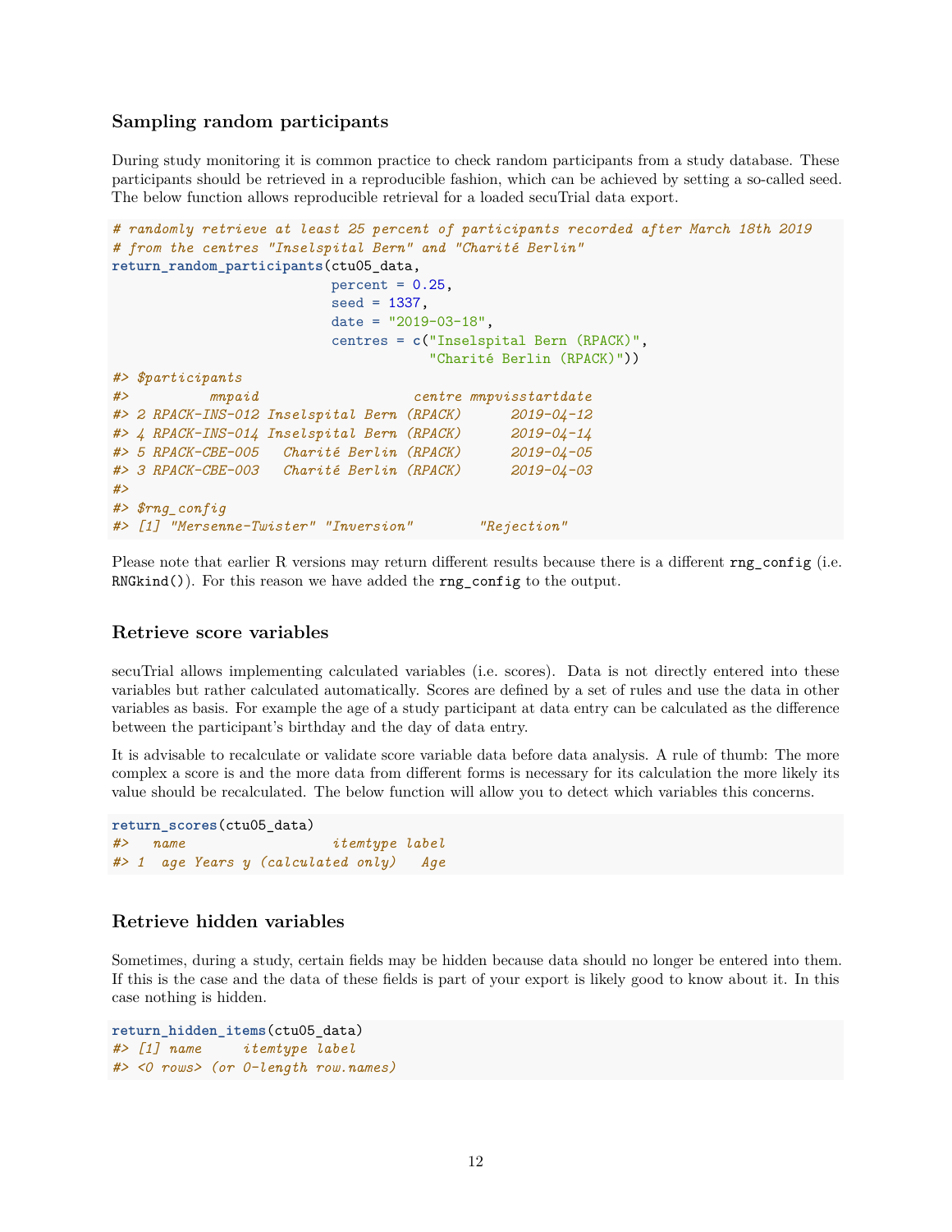### Sampling random participants

During study monitoring it is common practice to check random participants from a study database. These participants should be retrieved in a reproducible fashion, which can be achieved by setting a so-called seed. The below function allows reproducible retrieval for a loaded secuTrial data export.

```
# randomly retrieve at least 25 percent of participants recorded after March 18th 2019
# from the centres "Inselspital Bern" and "Charité Berlin"
return_random_participants(ctu05_data,
                           percent = 0.25,
                           seed = 1337,
                           date = "2019-03-18",
                           centres = c("Inselspital Bern (RPACK)",
                                       "Charité Berlin (RPACK)"))
#> $participants
#>          mpaid                   centre mpvisstartdate
#> 2 RPACK-INS-012 Inselspital Bern (RPACK)     2019-04-12
#> 4 RPACK-INS-014 Inselspital Bern (RPACK)     2019-04-14
#> 5 RPACK-CBE-005   Charité Berlin (RPACK)     2019-04-05
#> 3 RPACK-CBE-003   Charité Berlin (RPACK)     2019-04-03
#>
#> $rng_config
#> [1] "Mersenne-Twister" "Inversion"        "Rejection"
```

Please note that earlier R versions may return different results because there is a different `rng_config` (i.e. `RNGkind()`). For this reason we have added the `rng_config` to the output.

### Retrieve score variables

secuTrial allows implementing calculated variables (i.e. scores). Data is not directly entered into these variables but rather calculated automatically. Scores are defined by a set of rules and use the data in other variables as basis. For example the age of a study participant at data entry can be calculated as the difference between the participant's birthday and the day of data entry.

It is advisable to recalculate or validate score variable data before data analysis. A rule of thumb: The more complex a score is and the more data from different forms is necessary for its calculation the more likely its value should be recalculated. The below function will allow you to detect which variables this concerns.

```
return_scores(ctu05_data)
#>   name                 itemtype label
#> 1  age Years y (calculated only)   Age
```

### Retrieve hidden variables

Sometimes, during a study, certain fields may be hidden because data should no longer be entered into them. If this is the case and the data of these fields is part of your export is likely good to know about it. In this case nothing is hidden.

```
return_hidden_items(ctu05_data)
#> [1] name     itemtype label
#> <0 rows> (or 0-length row.names)
```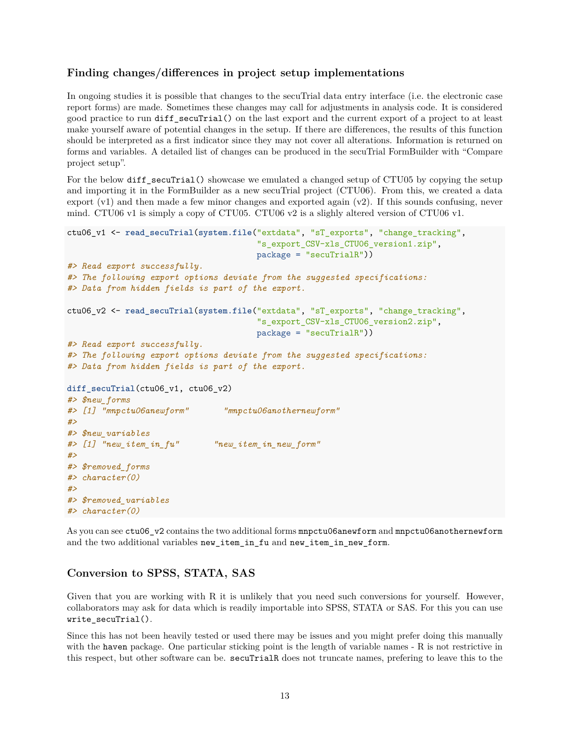## Finding changes/differences in project setup implementations

In ongoing studies it is possible that changes to the secuTrial data entry interface (i.e. the electronic case report forms) are made. Sometimes these changes may call for adjustments in analysis code. It is considered good practice to run `diff_secuTrial()` on the last export and the current export of a project to at least make yourself aware of potential changes in the setup. If there are differences, the results of this function should be interpreted as a first indicator since they may not cover all alterations. Information is returned on forms and variables. A detailed list of changes can be produced in the secuTrial FormBuilder with "Compare project setup".

For the below `diff_secuTrial()` showcase we emulated a changed setup of CTU05 by copying the setup and importing it in the FormBuilder as a new secuTrial project (CTU06). From this, we created a data export (v1) and then made a few minor changes and exported again (v2). If this sounds confusing, never mind. CTU06 v1 is simply a copy of CTU05. CTU06 v2 is a slighly altered version of CTU06 v1.

```
ctu06_v1 <- read_secuTrial(system.file("extdata", "sT_exports", "change_tracking",
                                       "s_export_CSV-xls_CTU06_version1.zip",
                                       package = "secuTrialR"))
#> Read export successfully.
#> The following export options deviate from the suggested specifications:
#> Data from hidden fields is part of the export.

ctu06_v2 <- read_secuTrial(system.file("extdata", "sT_exports", "change_tracking",
                                       "s_export_CSV-xls_CTU06_version2.zip",
                                       package = "secuTrialR"))
#> Read export successfully.
#> The following export options deviate from the suggested specifications:
#> Data from hidden fields is part of the export.

diff_secuTrial(ctu06_v1, ctu06_v2)
#> $new_forms
#> [1] "mnpctu06anewform"       "mnpctu06anothernewform"
#>
#> $new_variables
#> [1] "new_item_in_fu"       "new_item_in_new_form"
#>
#> $removed_forms
#> character(0)
#>
#> $removed_variables
#> character(0)
```

As you can see `ctu06_v2` contains the two additional forms `mnpctu06anewform` and `mnpctu06anothernewform` and the two additional variables `new_item_in_fu` and `new_item_in_new_form`.

## Conversion to SPSS, STATA, SAS

Given that you are working with R it is unlikely that you need such conversions for yourself. However, collaborators may ask for data which is readily importable into SPSS, STATA or SAS. For this you can use `write_secuTrial()`.

Since this has not been heavily tested or used there may be issues and you might prefer doing this manually with the `haven` package. One particular sticking point is the length of variable names - R is not restrictive in this respect, but other software can be. `secuTrialR` does not truncate names, prefering to leave this to the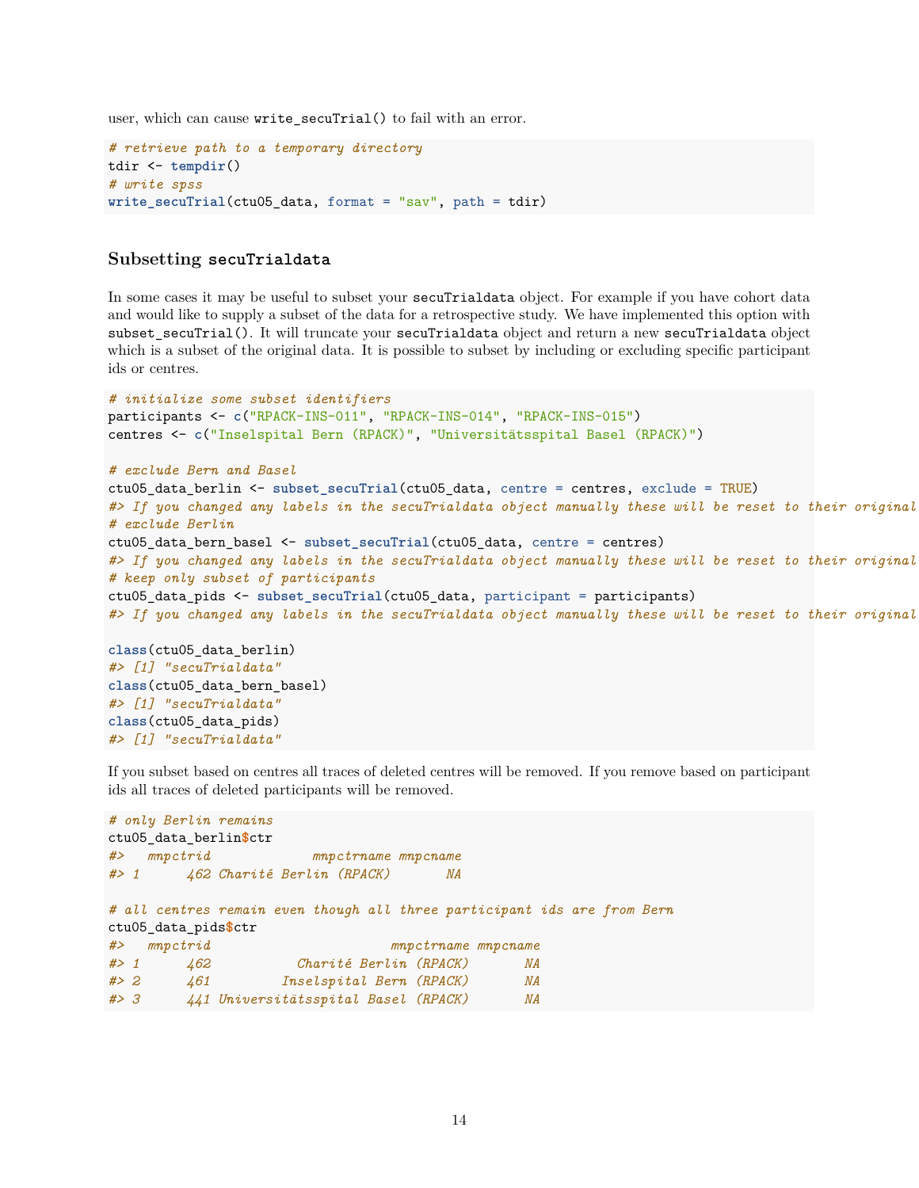user, which can cause `write_secuTrial()` to fail with an error.

```
# retrieve path to a temporary directory
tdir <- tempdir()
# write spss
write_secuTrial(ctu05_data, format = "sav", path = tdir)
```

### Subsetting `secuTrialdata`

In some cases it may be useful to subset your `secuTrialdata` object. For example if you have cohort data and would like to supply a subset of the data for a retrospective study. We have implemented this option with `subset_secuTrial()`. It will truncate your `secuTrialdata` object and return a new `secuTrialdata` object which is a subset of the original data. It is possible to subset by including or excluding specific participant ids or centres.

```
# initialize some subset identifiers
participants <- c("RPACK-INS-011", "RPACK-INS-014", "RPACK-INS-015")
centres <- c("Inselspital Bern (RPACK)", "Universitätsspital Basel (RPACK)")

# exclude Bern and Basel
ctu05_data_berlin <- subset_secuTrial(ctu05_data, centre = centres, exclude = TRUE)
#> If you changed any labels in the secuTrialdata object manually these will be reset to their original
# exclude Berlin
ctu05_data_bern_basel <- subset_secuTrial(ctu05_data, centre = centres)
#> If you changed any labels in the secuTrialdata object manually these will be reset to their original
# keep only subset of participants
ctu05_data_pids <- subset_secuTrial(ctu05_data, participant = participants)
#> If you changed any labels in the secuTrialdata object manually these will be reset to their original

class(ctu05_data_berlin)
#> [1] "secuTrialdata"
class(ctu05_data_bern_basel)
#> [1] "secuTrialdata"
class(ctu05_data_pids)
#> [1] "secuTrialdata"
```

If you subset based on centres all traces of deleted centres will be removed. If you remove based on participant ids all traces of deleted participants will be removed.

```
# only Berlin remains
ctu05_data_berlin$ctr
#>   mnpctrid             mnpctrname mnpcname
#> 1      462 Charité Berlin (RPACK)       NA

# all centres remain even though all three participant ids are from Bern
ctu05_data_pids$ctr
#>   mnpctrid                       mnpctrname mnpcname
#> 1      462           Charité Berlin (RPACK)       NA
#> 2      461         Inselspital Bern (RPACK)       NA
#> 3      441 Universitätsspital Basel (RPACK)       NA
```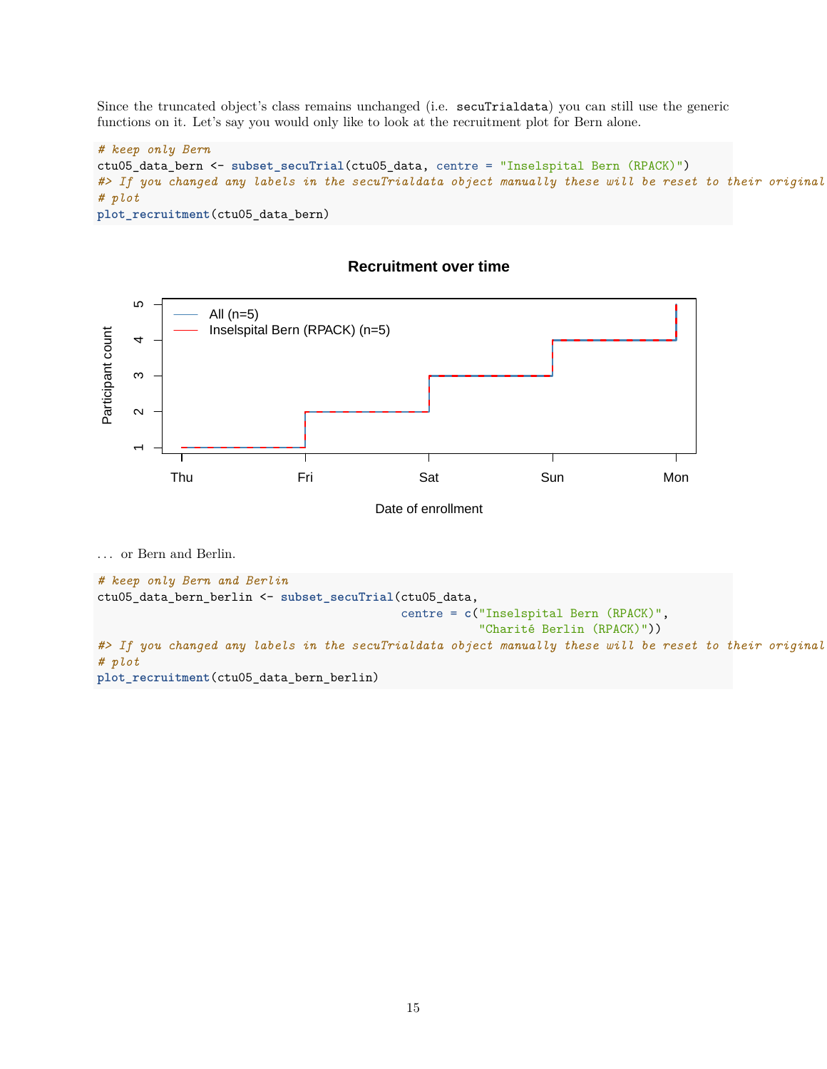Since the truncated object's class remains unchanged (i.e. `secuTrialdata`) you can still use the generic functions on it. Let's say you would only like to look at the recruitment plot for Bern alone.

```
# keep only Bern
ctu05_data_bern <- subset_secuTrial(ctu05_data, centre = "Inselspital Bern (RPACK)")
#> If you changed any labels in the secuTrialdata object manually these will be reset to their original
# plot
plot_recruitment(ctu05_data_bern)
```

... or Bern and Berlin.

```
# keep only Bern and Berlin
ctu05_data_bern_berlin <- subset_secuTrial(ctu05_data,
                                           centre = c("Inselspital Bern (RPACK)",
                                                      "Charité Berlin (RPACK)"))
#> If you changed any labels in the secuTrialdata object manually these will be reset to their original
# plot
plot_recruitment(ctu05_data_bern_berlin)
```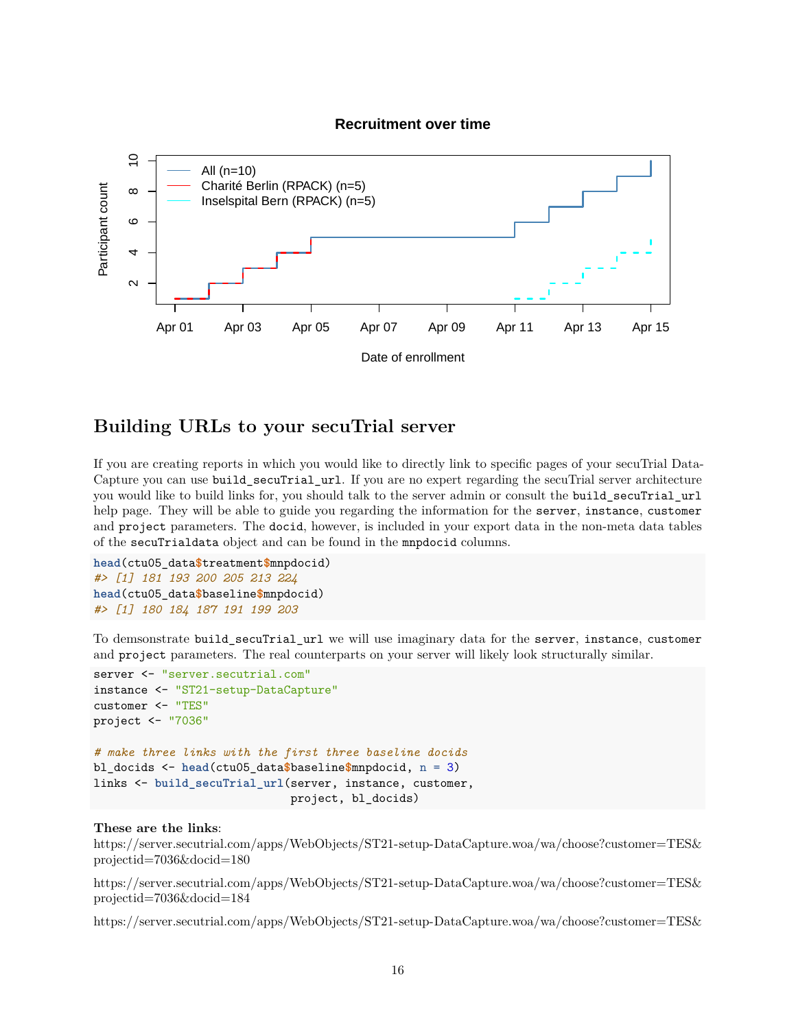## Building URLs to your secuTrial server

If you are creating reports in which you would like to directly link to specific pages of your secuTrial DataCapture you can use `build_secuTrial_url`. If you are no expert regarding the secuTrial server architecture you would like to build links for, you should talk to the server admin or consult the `build_secuTrial_url` help page. They will be able to guide you regarding the information for the `server`, `instance`, `customer` and `project` parameters. The `docid`, however, is included in your export data in the non-meta data tables of the `secuTrialdata` object and can be found in the `mnpdocid` columns.

```
head(ctu05_data$treatment$mnpdocid)
#> [1] 181 193 200 205 213 224
head(ctu05_data$baseline$mnpdocid)
#> [1] 180 184 187 191 199 203
```

To demsonstrate `build_secuTrial_url` we will use imaginary data for the `server`, `instance`, `customer` and `project` parameters. The real counterparts on your server will likely look structurally similar.

```
server <- "server.secutrial.com"
instance <- "ST21-setup-DataCapture"
customer <- "TES"
project <- "7036"

# make three links with the first three baseline docids
bl_docids <- head(ctu05_data$baseline$mnpdocid, n = 3)
links <- build_secuTrial_url(server, instance, customer,
                             project, bl_docids)
```

**These are the links**:
https://server.secutrial.com/apps/WebObjects/ST21-setup-DataCapture.woa/wa/choose?customer=TES&projectid=7036&docid=180

https://server.secutrial.com/apps/WebObjects/ST21-setup-DataCapture.woa/wa/choose?customer=TES&projectid=7036&docid=184

https://server.secutrial.com/apps/WebObjects/ST21-setup-DataCapture.woa/wa/choose?customer=TES&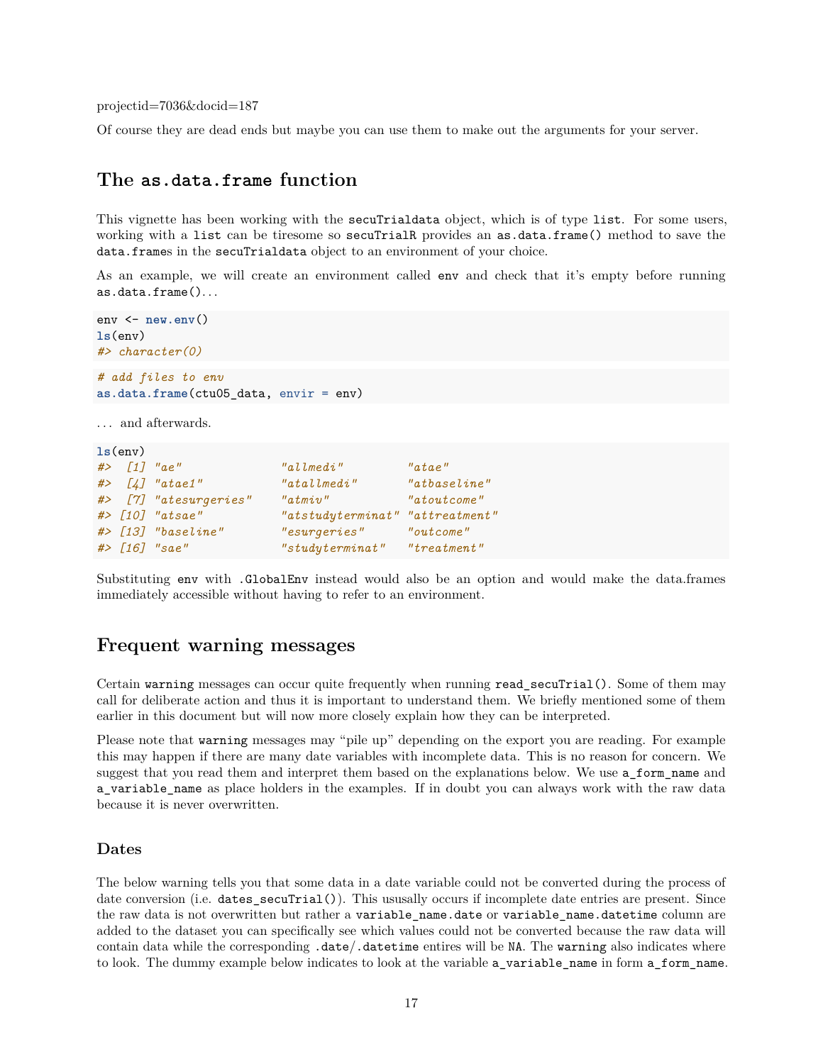projectid=7036&docid=187

Of course they are dead ends but maybe you can use them to make out the arguments for your server.

## The `as.data.frame` function

This vignette has been working with the `secuTrialdata` object, which is of type `list`. For some users, working with a `list` can be tiresome so `secuTrialR` provides an `as.data.frame()` method to save the `data.frame`s in the `secuTrialdata` object to an environment of your choice.

As an example, we will create an environment called `env` and check that it's empty before running `as.data.frame()`…

```
env <- new.env()
ls(env)
#> character(0)
```

```
# add files to env
as.data.frame(ctu05_data, envir = env)
```

… and afterwards.

```
ls(env)
#>  [1] "ae"              "allmedi"         "atae"
#>  [4] "atae1"           "atallmedi"       "atbaseline"
#>  [7] "atesurgeries"    "atmiv"           "atoutcome"
#> [10] "atsae"           "atstudyterminat" "attreatment"
#> [13] "baseline"        "esurgeries"      "outcome"
#> [16] "sae"             "studyterminat"   "treatment"
```

Substituting `env` with `.GlobalEnv` instead would also be an option and would make the data.frames immediately accessible without having to refer to an environment.

## Frequent warning messages

Certain `warning` messages can occur quite frequently when running `read_secuTrial()`. Some of them may call for deliberate action and thus it is important to understand them. We briefly mentioned some of them earlier in this document but will now more closely explain how they can be interpreted.

Please note that `warning` messages may "pile up" depending on the export you are reading. For example this may happen if there are many date variables with incomplete data. This is no reason for concern. We suggest that you read them and interpret them based on the explanations below. We use `a_form_name` and `a_variable_name` as place holders in the examples. If in doubt you can always work with the raw data because it is never overwritten.

### Dates

The below warning tells you that some data in a date variable could not be converted during the process of date conversion (i.e. `dates_secuTrial()`). This ususally occurs if incomplete date entries are present. Since the raw data is not overwritten but rather a `variable_name.date` or `variable_name.datetime` column are added to the dataset you can specifically see which values could not be converted because the raw data will contain data while the corresponding `.date`/`.datetime` entires will be `NA`. The `warning` also indicates where to look. The dummy example below indicates to look at the variable `a_variable_name` in form `a_form_name`.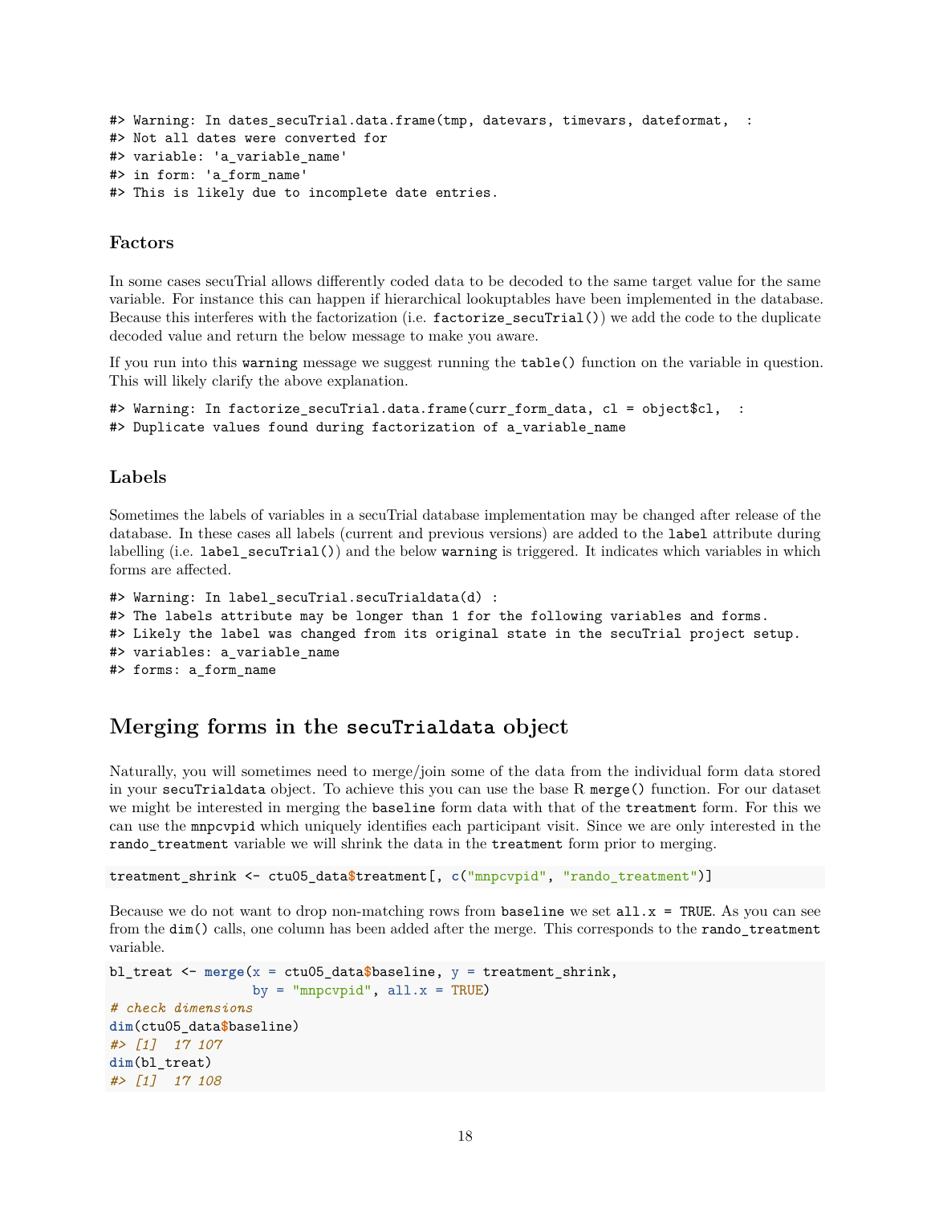```
#> Warning: In dates_secuTrial.data.frame(tmp, datevars, timevars, dateformat,  :
#> Not all dates were converted for
#> variable: 'a_variable_name'
#> in form: 'a_form_name'
#> This is likely due to incomplete date entries.
```

### Factors

In some cases secuTrial allows differently coded data to be decoded to the same target value for the same variable. For instance this can happen if hierarchical lookuptables have been implemented in the database. Because this interferes with the factorization (i.e. `factorize_secuTrial()`) we add the code to the duplicate decoded value and return the below message to make you aware.

If you run into this `warning` message we suggest running the `table()` function on the variable in question. This will likely clarify the above explanation.

```
#> Warning: In factorize_secuTrial.data.frame(curr_form_data, cl = object$cl,  :
#> Duplicate values found during factorization of a_variable_name
```

### Labels

Sometimes the labels of variables in a secuTrial database implementation may be changed after release of the database. In these cases all labels (current and previous versions) are added to the `label` attribute during labelling (i.e. `label_secuTrial()`) and the below `warning` is triggered. It indicates which variables in which forms are affected.

```
#> Warning: In label_secuTrial.secuTrialdata(d) :
#> The labels attribute may be longer than 1 for the following variables and forms.
#> Likely the label was changed from its original state in the secuTrial project setup.
#> variables: a_variable_name
#> forms: a_form_name
```

## Merging forms in the `secuTrialdata` object

Naturally, you will sometimes need to merge/join some of the data from the individual form data stored in your `secuTrialdata` object. To achieve this you can use the base R `merge()` function. For our dataset we might be interested in merging the `baseline` form data with that of the `treatment` form. For this we can use the `mnpcvpid` which uniquely identifies each participant visit. Since we are only interested in the `rando_treatment` variable we will shrink the data in the `treatment` form prior to merging.

```
treatment_shrink <- ctu05_data$treatment[, c("mnpcvpid", "rando_treatment")]
```

Because we do not want to drop non-matching rows from `baseline` we set `all.x = TRUE`. As you can see from the `dim()` calls, one column has been added after the merge. This corresponds to the `rando_treatment` variable.

```
bl_treat <- merge(x = ctu05_data$baseline, y = treatment_shrink,
                  by = "mnpcvpid", all.x = TRUE)
# check dimensions
dim(ctu05_data$baseline)
#> [1]  17 107
dim(bl_treat)
#> [1]  17 108
```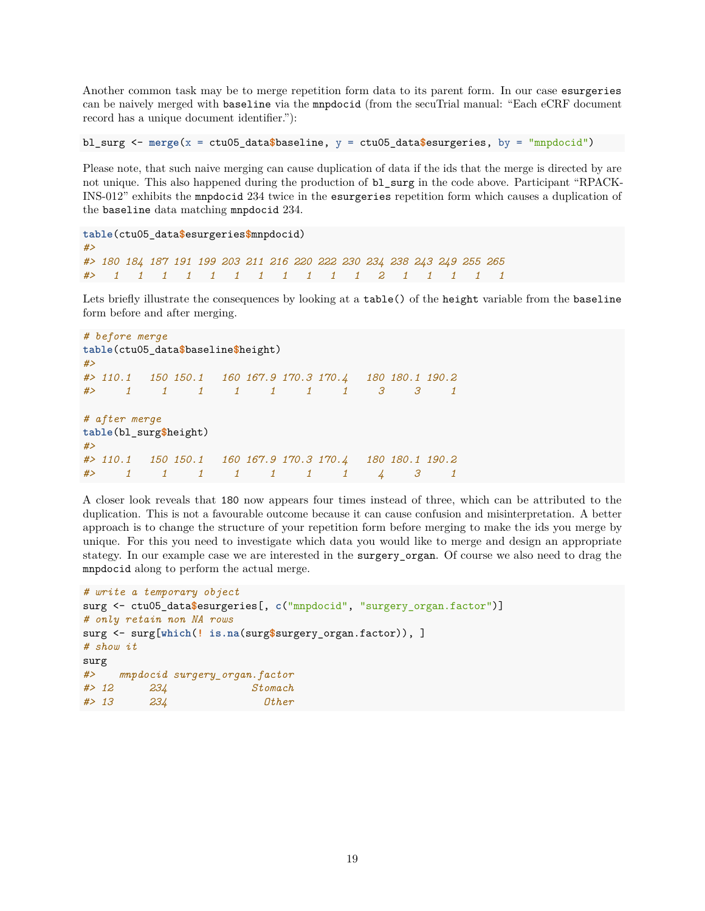Another common task may be to merge repetition form data to its parent form. In our case `esurgeries` can be naively merged with `baseline` via the `mnpdocid` (from the secuTrial manual: "Each eCRF document record has a unique document identifier."):

```
bl_surg <- merge(x = ctu05_data$baseline, y = ctu05_data$esurgeries, by = "mnpdocid")
```

Please note, that such naive merging can cause duplication of data if the ids that the merge is directed by are not unique. This also happened during the production of `bl_surg` in the code above. Participant "RPACK-INS-012" exhibits the `mnpdocid` 234 twice in the `esurgeries` repetition form which causes a duplication of the `baseline` data matching `mnpdocid` 234.

```
table(ctu05_data$esurgeries$mnpdocid)
#> 
#> 180 184 187 191 199 203 211 216 220 222 230 234 238 243 249 255 265 
#>   1   1   1   1   1   1   1   1   1   1   1   2   1   1   1   1   1
```

Lets briefly illustrate the consequences by looking at a `table()` of the `height` variable from the `baseline` form before and after merging.

```
# before merge
table(ctu05_data$baseline$height)
#> 
#> 110.1   150 150.1   160 167.9 170.3 170.4   180 180.1 190.2 
#>     1     1     1     1     1     1     1     3     3     1

# after merge
table(bl_surg$height)
#> 
#> 110.1   150 150.1   160 167.9 170.3 170.4   180 180.1 190.2 
#>     1     1     1     1     1     1     1     4     3     1
```

A closer look reveals that `180` now appears four times instead of three, which can be attributed to the duplication. This is not a favourable outcome because it can cause confusion and misinterpretation. A better approach is to change the structure of your repetition form before merging to make the ids you merge by unique. For this you need to investigate which data you would like to merge and design an appropriate stategy. In our example case we are interested in the `surgery_organ`. Of course we also need to drag the `mnpdocid` along to perform the actual merge.

```
# write a temporary object
surg <- ctu05_data$esurgeries[, c("mnpdocid", "surgery_organ.factor")]
# only retain non NA rows
surg <- surg[which(! is.na(surg$surgery_organ.factor)), ]
# show it
surg
#>    mnpdocid surgery_organ.factor
#> 12      234              Stomach
#> 13      234                Other
```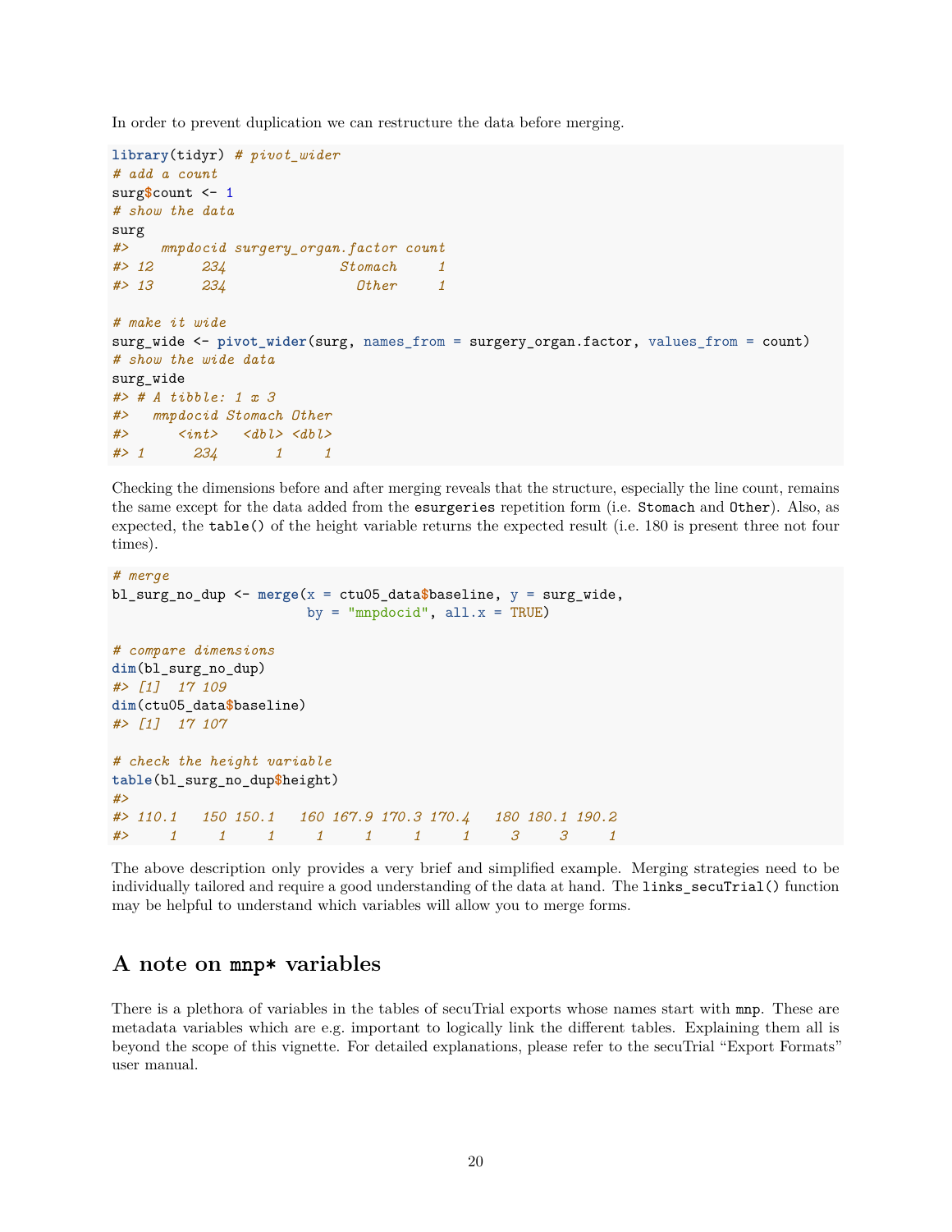In order to prevent duplication we can restructure the data before merging.

```
library(tidyr) # pivot_wider
# add a count
surg$count <- 1
# show the data
surg
#>    mnpdocid surgery_organ.factor count
#> 12      234              Stomach     1
#> 13      234                Other     1

# make it wide
surg_wide <- pivot_wider(surg, names_from = surgery_organ.factor, values_from = count)
# show the wide data
surg_wide
#> # A tibble: 1 x 3
#>   mnpdocid Stomach Other
#>      <int>   <dbl> <dbl>
#> 1      234       1     1
```

Checking the dimensions before and after merging reveals that the structure, especially the line count, remains the same except for the data added from the `esurgeries` repetition form (i.e. `Stomach` and `Other`). Also, as expected, the `table()` of the height variable returns the expected result (i.e. 180 is present three not four times).

```
# merge
bl_surg_no_dup <- merge(x = ctu05_data$baseline, y = surg_wide,
                        by = "mnpdocid", all.x = TRUE)

# compare dimensions
dim(bl_surg_no_dup)
#> [1]  17 109
dim(ctu05_data$baseline)
#> [1]  17 107

# check the height variable
table(bl_surg_no_dup$height)
#> 
#> 110.1   150 150.1   160 167.9 170.3 170.4   180 180.1 190.2 
#>     1     1     1     1     1     1     1     3     3     1
```

The above description only provides a very brief and simplified example. Merging strategies need to be individually tailored and require a good understanding of the data at hand. The `links_secuTrial()` function may be helpful to understand which variables will allow you to merge forms.

## A note on `mnp*` variables

There is a plethora of variables in the tables of secuTrial exports whose names start with `mnp`. These are metadata variables which are e.g. important to logically link the different tables. Explaining them all is beyond the scope of this vignette. For detailed explanations, please refer to the secuTrial "Export Formats" user manual.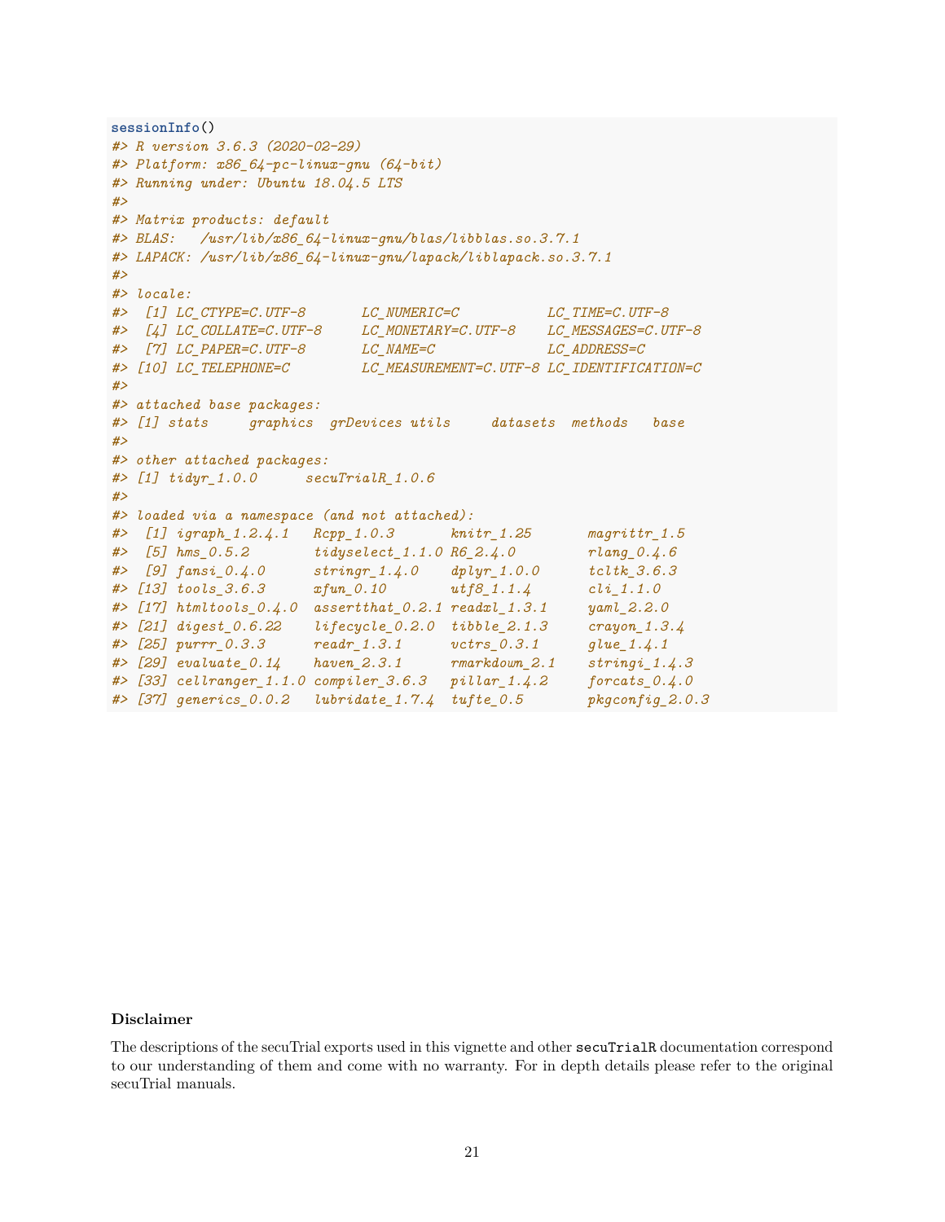```r
sessionInfo()
#> R version 3.6.3 (2020-02-29)
#> Platform: x86_64-pc-linux-gnu (64-bit)
#> Running under: Ubuntu 18.04.5 LTS
#>
#> Matrix products: default
#> BLAS:   /usr/lib/x86_64-linux-gnu/blas/libblas.so.3.7.1
#> LAPACK: /usr/lib/x86_64-linux-gnu/lapack/liblapack.so.3.7.1
#>
#> locale:
#>  [1] LC_CTYPE=C.UTF-8       LC_NUMERIC=C           LC_TIME=C.UTF-8
#>  [4] LC_COLLATE=C.UTF-8     LC_MONETARY=C.UTF-8    LC_MESSAGES=C.UTF-8
#>  [7] LC_PAPER=C.UTF-8       LC_NAME=C              LC_ADDRESS=C
#> [10] LC_TELEPHONE=C         LC_MEASUREMENT=C.UTF-8 LC_IDENTIFICATION=C
#>
#> attached base packages:
#> [1] stats     graphics  grDevices utils     datasets  methods   base
#>
#> other attached packages:
#> [1] tidyr_1.0.0      secuTrialR_1.0.6
#>
#> loaded via a namespace (and not attached):
#>  [1] igraph_1.2.4.1   Rcpp_1.0.3       knitr_1.25       magrittr_1.5
#>  [5] hms_0.5.2        tidyselect_1.1.0 R6_2.4.0         rlang_0.4.6
#>  [9] fansi_0.4.0      stringr_1.4.0    dplyr_1.0.0      tcltk_3.6.3
#> [13] tools_3.6.3      xfun_0.10        utf8_1.1.4       cli_1.1.0
#> [17] htmltools_0.4.0  assertthat_0.2.1 readxl_1.3.1     yaml_2.2.0
#> [21] digest_0.6.22    lifecycle_0.2.0  tibble_2.1.3     crayon_1.3.4
#> [25] purrr_0.3.3      readr_1.3.1      vctrs_0.3.1      glue_1.4.1
#> [29] evaluate_0.14    haven_2.3.1      rmarkdown_2.1    stringi_1.4.3
#> [33] cellranger_1.1.0 compiler_3.6.3   pillar_1.4.2     forcats_0.4.0
#> [37] generics_0.0.2   lubridate_1.7.4  tufte_0.5        pkgconfig_2.0.3
```

**Disclaimer**

The descriptions of the secuTrial exports used in this vignette and other `secuTrialR` documentation correspond to our understanding of them and come with no warranty. For in depth details please refer to the original secuTrial manuals.